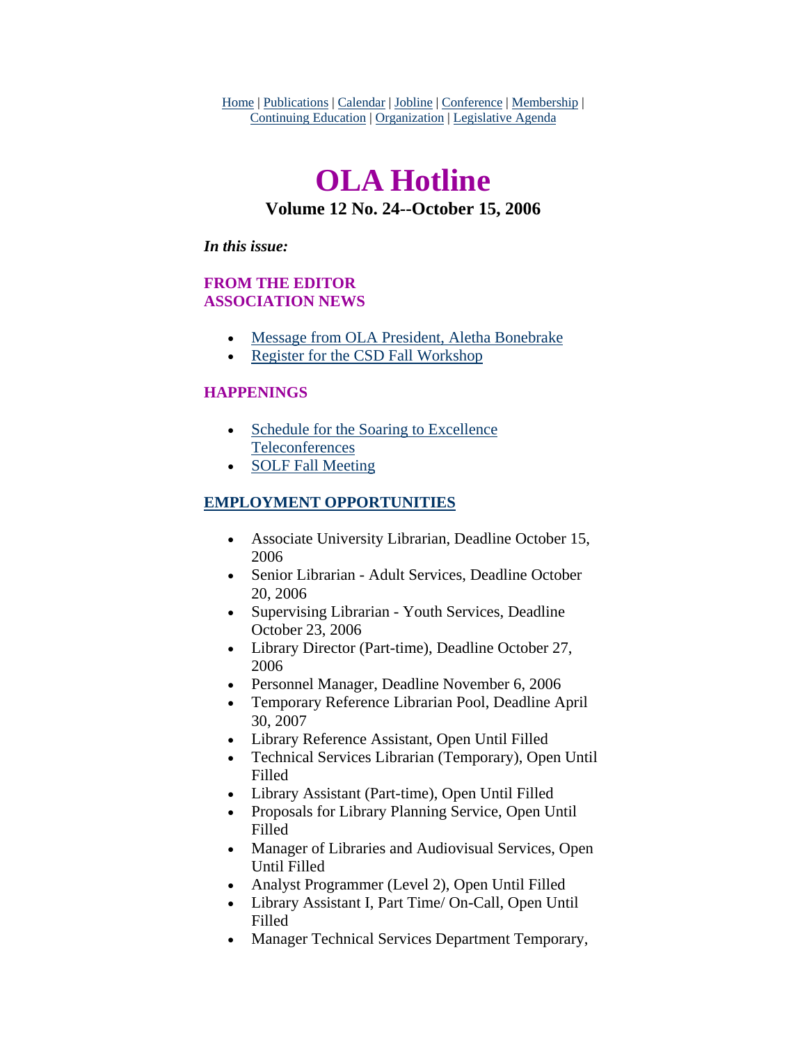Home | Publications | Calendar | Jobline | Conference | Membership | Continuing Education | Organization | Legislative Agenda

# OLA Hotline

### Volume 12 No. 24--October 15, 2006

***In this issue:***

**FROM THE EDITOR**
**ASSOCIATION NEWS**

- Message from OLA President, Aletha Bonebrake
- Register for the CSD Fall Workshop

**HAPPENINGS**

- Schedule for the Soaring to Excellence Teleconferences
- SOLF Fall Meeting

**EMPLOYMENT OPPORTUNITIES**

- Associate University Librarian, Deadline October 15, 2006
- Senior Librarian - Adult Services, Deadline October 20, 2006
- Supervising Librarian - Youth Services, Deadline October 23, 2006
- Library Director (Part-time), Deadline October 27, 2006
- Personnel Manager, Deadline November 6, 2006
- Temporary Reference Librarian Pool, Deadline April 30, 2007
- Library Reference Assistant, Open Until Filled
- Technical Services Librarian (Temporary), Open Until Filled
- Library Assistant (Part-time), Open Until Filled
- Proposals for Library Planning Service, Open Until Filled
- Manager of Libraries and Audiovisual Services, Open Until Filled
- Analyst Programmer (Level 2), Open Until Filled
- Library Assistant I, Part Time/ On-Call, Open Until Filled
- Manager Technical Services Department Temporary,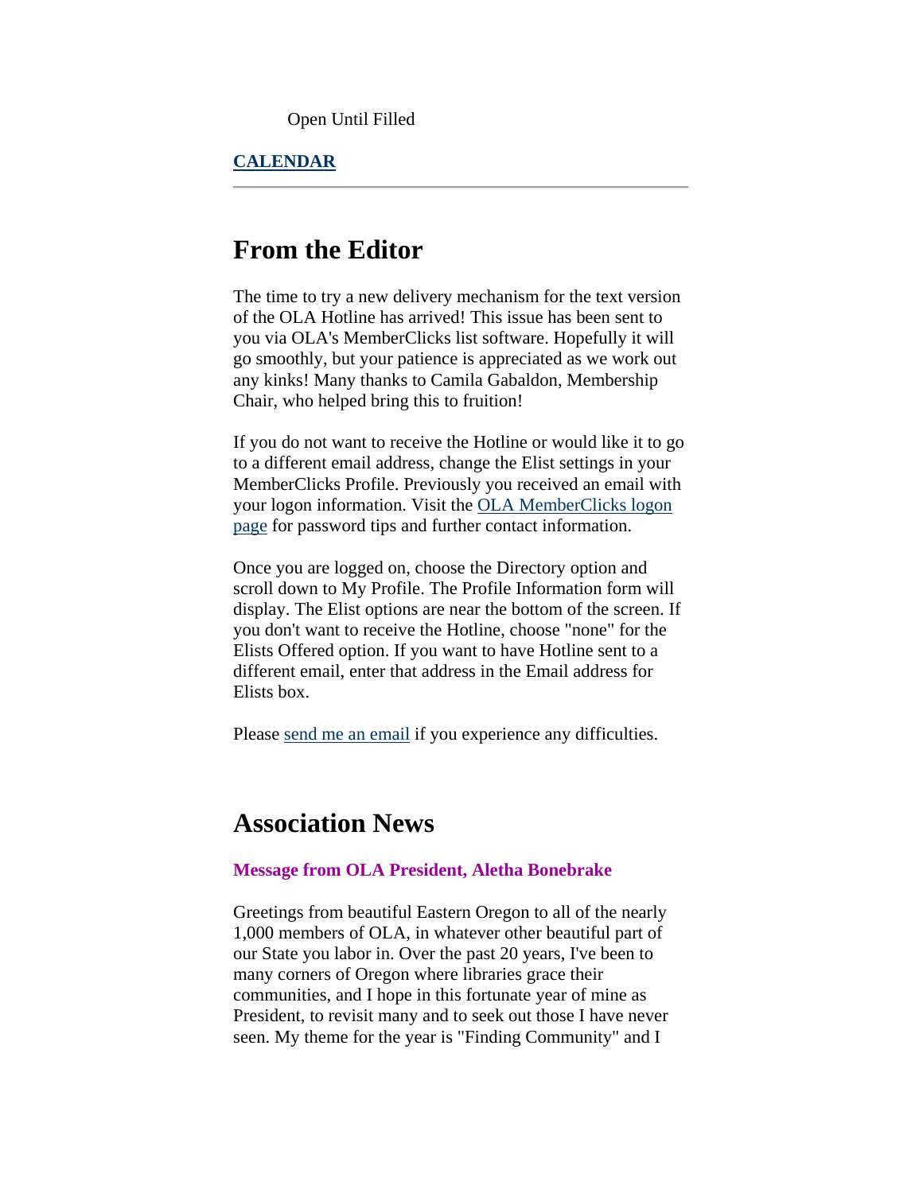Open Until Filled

**[CALENDAR]()**

---

## From the Editor

The time to try a new delivery mechanism for the text version of the OLA Hotline has arrived! This issue has been sent to you via OLA's MemberClicks list software. Hopefully it will go smoothly, but your patience is appreciated as we work out any kinks! Many thanks to Camila Gabaldon, Membership Chair, who helped bring this to fruition!

If you do not want to receive the Hotline or would like it to go to a different email address, change the Elist settings in your MemberClicks Profile. Previously you received an email with your logon information. Visit the [OLA MemberClicks logon page]() for password tips and further contact information.

Once you are logged on, choose the Directory option and scroll down to My Profile. The Profile Information form will display. The Elist options are near the bottom of the screen. If you don't want to receive the Hotline, choose "none" for the Elists Offered option. If you want to have Hotline sent to a different email, enter that address in the Email address for Elists box.

Please [send me an email]() if you experience any difficulties.

## Association News

### Message from OLA President, Aletha Bonebrake

Greetings from beautiful Eastern Oregon to all of the nearly 1,000 members of OLA, in whatever other beautiful part of our State you labor in. Over the past 20 years, I've been to many corners of Oregon where libraries grace their communities, and I hope in this fortunate year of mine as President, to revisit many and to seek out those I have never seen. My theme for the year is "Finding Community" and I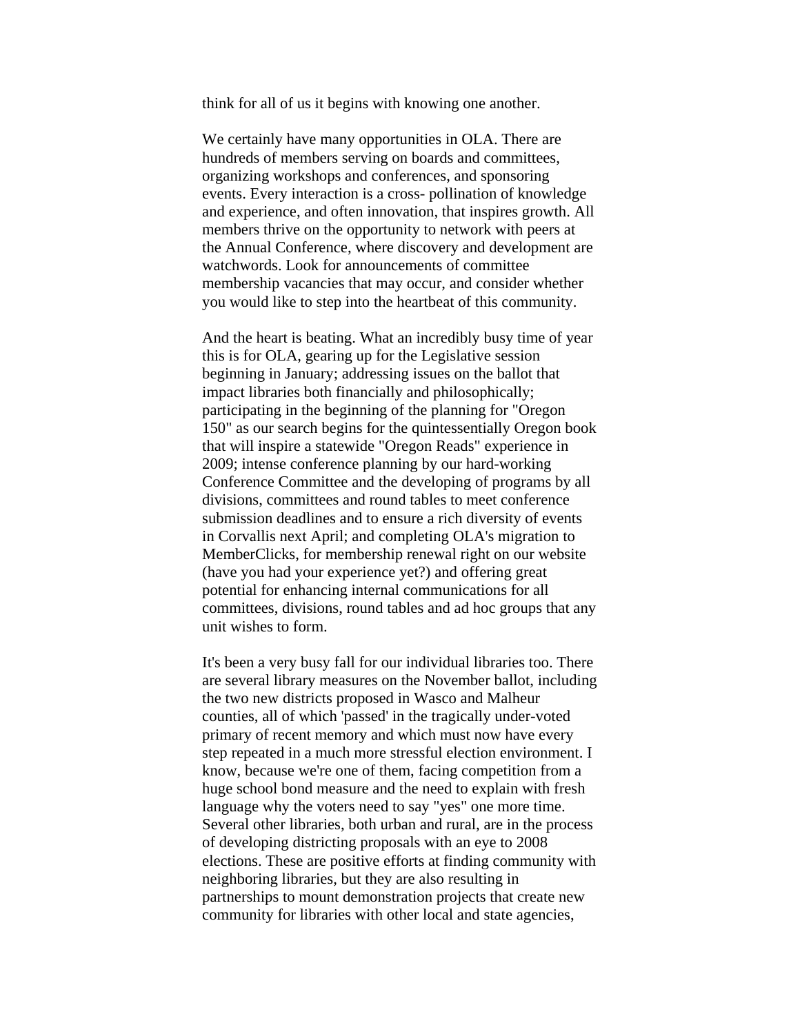think for all of us it begins with knowing one another.

We certainly have many opportunities in OLA. There are hundreds of members serving on boards and committees, organizing workshops and conferences, and sponsoring events. Every interaction is a cross- pollination of knowledge and experience, and often innovation, that inspires growth. All members thrive on the opportunity to network with peers at the Annual Conference, where discovery and development are watchwords. Look for announcements of committee membership vacancies that may occur, and consider whether you would like to step into the heartbeat of this community.

And the heart is beating. What an incredibly busy time of year this is for OLA, gearing up for the Legislative session beginning in January; addressing issues on the ballot that impact libraries both financially and philosophically; participating in the beginning of the planning for "Oregon 150" as our search begins for the quintessentially Oregon book that will inspire a statewide "Oregon Reads" experience in 2009; intense conference planning by our hard-working Conference Committee and the developing of programs by all divisions, committees and round tables to meet conference submission deadlines and to ensure a rich diversity of events in Corvallis next April; and completing OLA's migration to MemberClicks, for membership renewal right on our website (have you had your experience yet?) and offering great potential for enhancing internal communications for all committees, divisions, round tables and ad hoc groups that any unit wishes to form.

It's been a very busy fall for our individual libraries too. There are several library measures on the November ballot, including the two new districts proposed in Wasco and Malheur counties, all of which 'passed' in the tragically under-voted primary of recent memory and which must now have every step repeated in a much more stressful election environment. I know, because we're one of them, facing competition from a huge school bond measure and the need to explain with fresh language why the voters need to say "yes" one more time. Several other libraries, both urban and rural, are in the process of developing districting proposals with an eye to 2008 elections. These are positive efforts at finding community with neighboring libraries, but they are also resulting in partnerships to mount demonstration projects that create new community for libraries with other local and state agencies,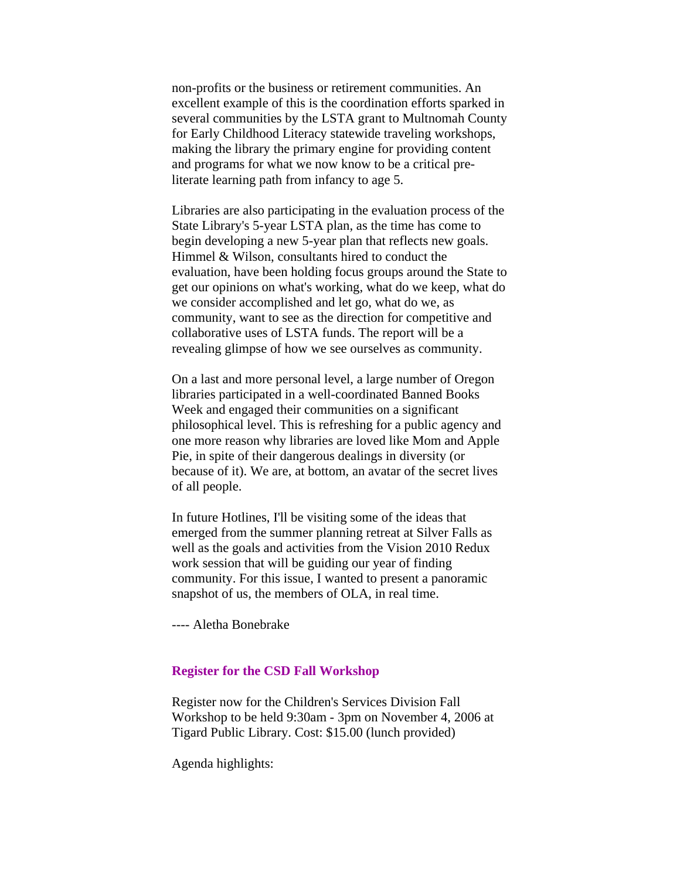non-profits or the business or retirement communities. An excellent example of this is the coordination efforts sparked in several communities by the LSTA grant to Multnomah County for Early Childhood Literacy statewide traveling workshops, making the library the primary engine for providing content and programs for what we now know to be a critical pre-literate learning path from infancy to age 5.

Libraries are also participating in the evaluation process of the State Library's 5-year LSTA plan, as the time has come to begin developing a new 5-year plan that reflects new goals. Himmel & Wilson, consultants hired to conduct the evaluation, have been holding focus groups around the State to get our opinions on what's working, what do we keep, what do we consider accomplished and let go, what do we, as community, want to see as the direction for competitive and collaborative uses of LSTA funds. The report will be a revealing glimpse of how we see ourselves as community.

On a last and more personal level, a large number of Oregon libraries participated in a well-coordinated Banned Books Week and engaged their communities on a significant philosophical level. This is refreshing for a public agency and one more reason why libraries are loved like Mom and Apple Pie, in spite of their dangerous dealings in diversity (or because of it). We are, at bottom, an avatar of the secret lives of all people.

In future Hotlines, I'll be visiting some of the ideas that emerged from the summer planning retreat at Silver Falls as well as the goals and activities from the Vision 2010 Redux work session that will be guiding our year of finding community. For this issue, I wanted to present a panoramic snapshot of us, the members of OLA, in real time.

---- Aletha Bonebrake

### Register for the CSD Fall Workshop

Register now for the Children's Services Division Fall Workshop to be held 9:30am - 3pm on November 4, 2006 at Tigard Public Library. Cost: $15.00 (lunch provided)

Agenda highlights: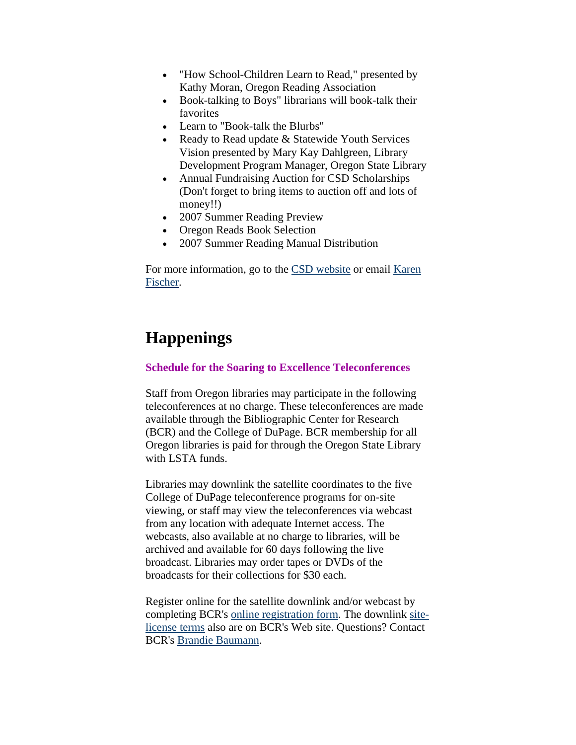- "How School-Children Learn to Read," presented by Kathy Moran, Oregon Reading Association
- Book-talking to Boys" librarians will book-talk their favorites
- Learn to "Book-talk the Blurbs"
- Ready to Read update & Statewide Youth Services Vision presented by Mary Kay Dahlgreen, Library Development Program Manager, Oregon State Library
- Annual Fundraising Auction for CSD Scholarships (Don't forget to bring items to auction off and lots of money!!)
- 2007 Summer Reading Preview
- Oregon Reads Book Selection
- 2007 Summer Reading Manual Distribution

For more information, go to the CSD website or email Karen Fischer.

# Happenings

**Schedule for the Soaring to Excellence Teleconferences**

Staff from Oregon libraries may participate in the following teleconferences at no charge. These teleconferences are made available through the Bibliographic Center for Research (BCR) and the College of DuPage. BCR membership for all Oregon libraries is paid for through the Oregon State Library with LSTA funds.

Libraries may downlink the satellite coordinates to the five College of DuPage teleconference programs for on-site viewing, or staff may view the teleconferences via webcast from any location with adequate Internet access. The webcasts, also available at no charge to libraries, will be archived and available for 60 days following the live broadcast. Libraries may order tapes or DVDs of the broadcasts for their collections for $30 each.

Register online for the satellite downlink and/or webcast by completing BCR's online registration form. The downlink site-license terms also are on BCR's Web site. Questions? Contact BCR's Brandie Baumann.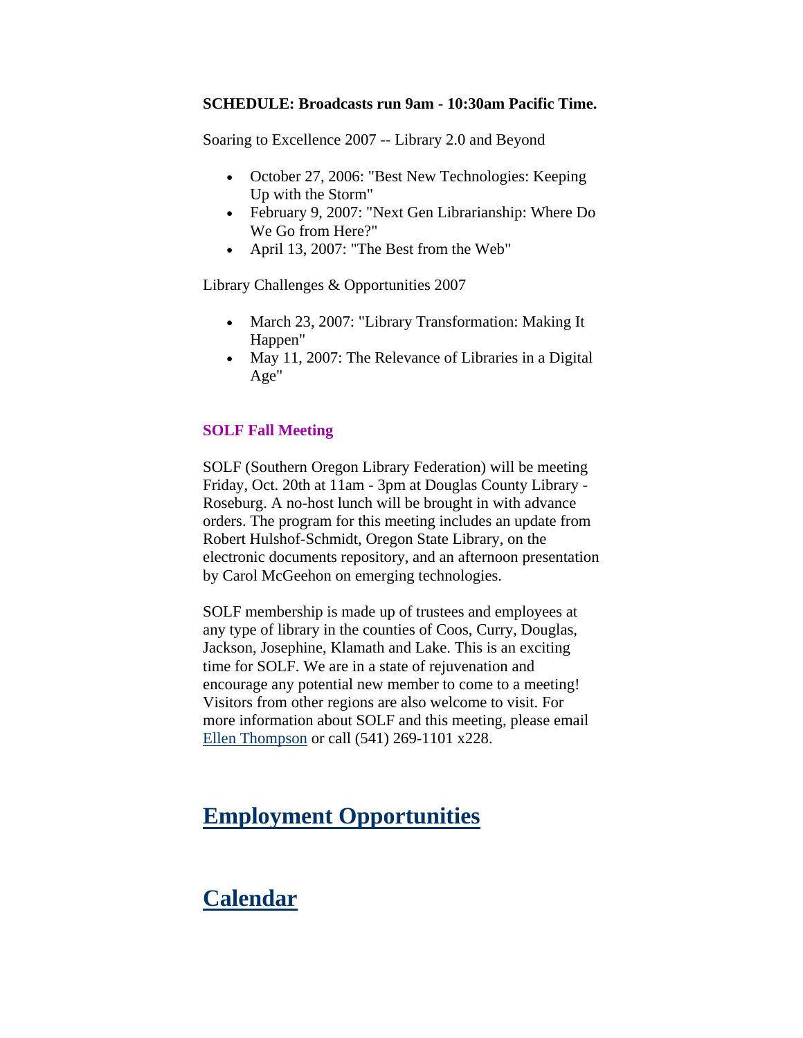**SCHEDULE: Broadcasts run 9am - 10:30am Pacific Time.**

Soaring to Excellence 2007 -- Library 2.0 and Beyond

- October 27, 2006: "Best New Technologies: Keeping Up with the Storm"
- February 9, 2007: "Next Gen Librarianship: Where Do We Go from Here?"
- April 13, 2007: "The Best from the Web"

Library Challenges & Opportunities 2007

- March 23, 2007: "Library Transformation: Making It Happen"
- May 11, 2007: The Relevance of Libraries in a Digital Age"

### SOLF Fall Meeting

SOLF (Southern Oregon Library Federation) will be meeting Friday, Oct. 20th at 11am - 3pm at Douglas County Library - Roseburg. A no-host lunch will be brought in with advance orders. The program for this meeting includes an update from Robert Hulshof-Schmidt, Oregon State Library, on the electronic documents repository, and an afternoon presentation by Carol McGeehon on emerging technologies.

SOLF membership is made up of trustees and employees at any type of library in the counties of Coos, Curry, Douglas, Jackson, Josephine, Klamath and Lake. This is an exciting time for SOLF. We are in a state of rejuvenation and encourage any potential new member to come to a meeting! Visitors from other regions are also welcome to visit. For more information about SOLF and this meeting, please email Ellen Thompson or call (541) 269-1101 x228.

## Employment Opportunities

## Calendar